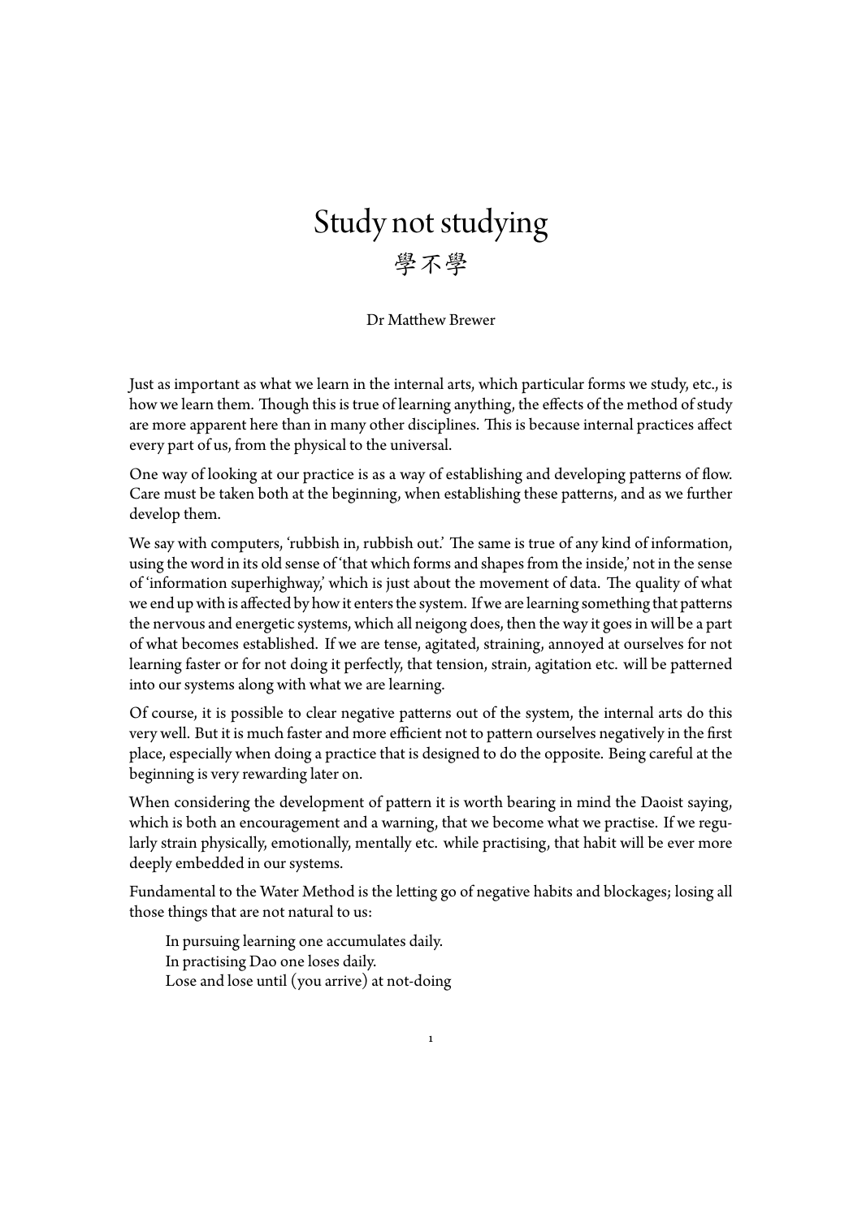# Study not studying

## 學不學

Dr Matthew Brewer

Just as important as what we learn in the internal arts, which particular forms we study, etc., is how we learn them. Though this is true of learning anything, the effects of the method of study are more apparent here than in many other disciplines. This is because internal practices affect every part of us, from the physical to the universal.

One way of looking at our practice is as a way of establishing and developing patterns of flow. Care must be taken both at the beginning, when establishing these patterns, and as we further develop them.

We say with computers, 'rubbish in, rubbish out.' The same is true of any kind of information, using the word in its old sense of 'that which forms and shapes from the inside,' not in the sense of 'information superhighway,' which is just about the movement of data. The quality of what we end up with is affected by how it enters the system. If we are learning something that patterns the nervous and energetic systems, which all neigong does, then the way it goes in will be a part of what becomes established. If we are tense, agitated, straining, annoyed at ourselves for not learning faster or for not doing it perfectly, that tension, strain, agitation etc. will be patterned into our systems along with what we are learning.

Of course, it is possible to clear negative patterns out of the system, the internal arts do this very well. But it is much faster and more efficient not to pattern ourselves negatively in the first place, especially when doing a practice that is designed to do the opposite. Being careful at the beginning is very rewarding later on.

When considering the development of pattern it is worth bearing in mind the Daoist saying, which is both an encouragement and a warning, that we become what we practise. If we regularly strain physically, emotionally, mentally etc. while practising, that habit will be ever more deeply embedded in our systems.

Fundamental to the Water Method is the letting go of negative habits and blockages; losing all those things that are not natural to us:

> In pursuing learning one accumulates daily.
> In practising Dao one loses daily.
> Lose and lose until (you arrive) at not-doing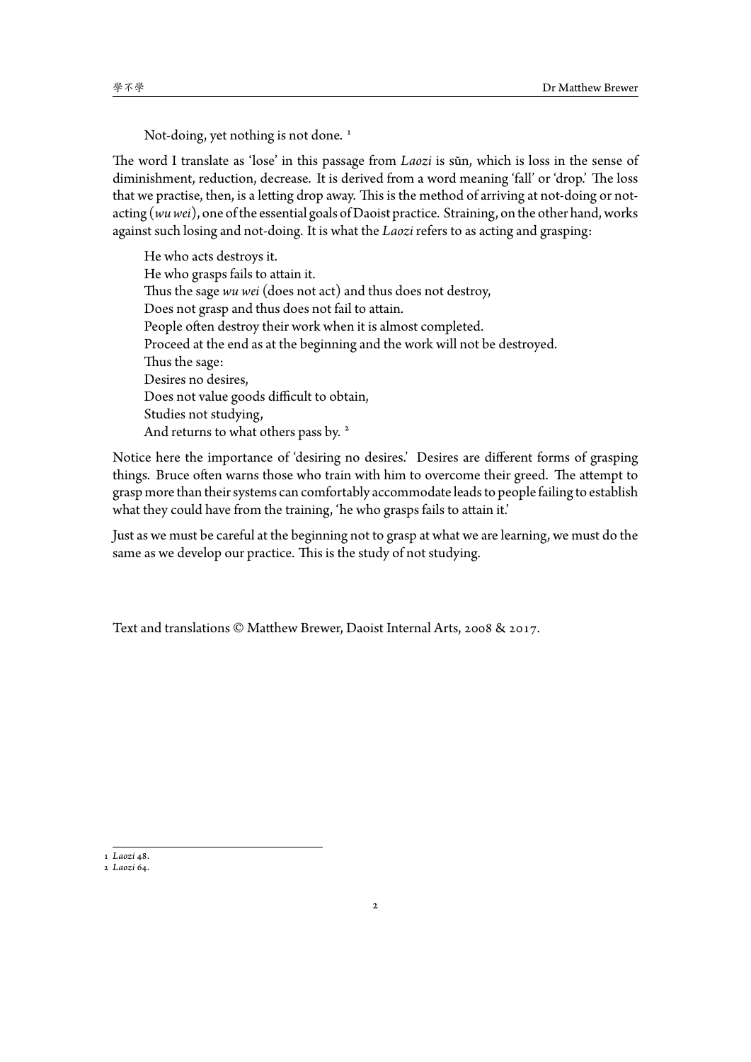Not-doing, yet nothing is not done. [1]

The word I translate as 'lose' in this passage from *Laozi* is sǔn, which is loss in the sense of diminishment, reduction, decrease. It is derived from a word meaning 'fall' or 'drop.' The loss that we practise, then, is a letting drop away. This is the method of arriving at not-doing or not-acting (*wu wei*), one of the essential goals of Daoist practice. Straining, on the other hand, works against such losing and not-doing. It is what the *Laozi* refers to as acting and grasping:

> He who acts destroys it.
> He who grasps fails to attain it.
> Thus the sage *wu wei* (does not act) and thus does not destroy,
> Does not grasp and thus does not fail to attain.
> People often destroy their work when it is almost completed.
> Proceed at the end as at the beginning and the work will not be destroyed.
> Thus the sage:
> Desires no desires,
> Does not value goods difficult to obtain,
> Studies not studying,
> And returns to what others pass by. [2]

Notice here the importance of 'desiring no desires.' Desires are different forms of grasping things. Bruce often warns those who train with him to overcome their greed. The attempt to grasp more than their systems can comfortably accommodate leads to people failing to establish what they could have from the training, 'he who grasps fails to attain it.'

Just as we must be careful at the beginning not to grasp at what we are learning, we must do the same as we develop our practice. This is the study of not studying.

Text and translations © Matthew Brewer, Daoist Internal Arts, 2008 & 2017.

---

1 *Laozi* 48.
2 *Laozi* 64.